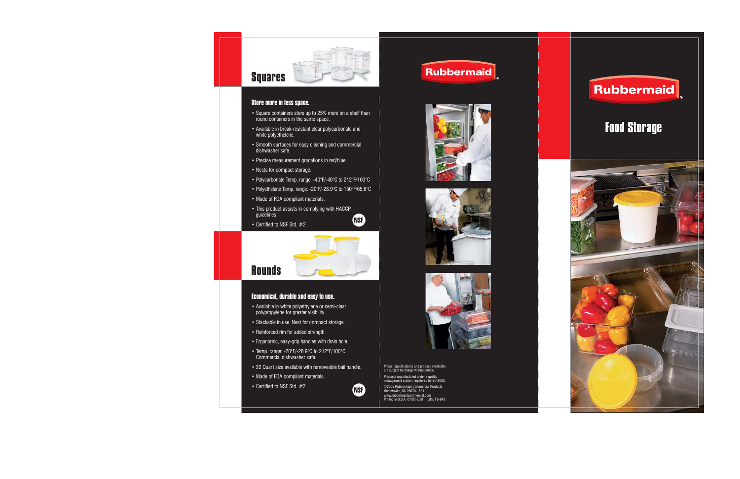## Squares

### Store more in less space.

- Square containers store up to 25% more on a shelf than round containers in the same space.
- Available in break-resistant clear polycarbonate and white polyethelene.
- Smooth surfaces for easy cleaning and commercial dishwasher safe.
- Precise measurement gradations in red/blue.
- Nests for compact storage.
- Polycarbonate Temp. range: -40°F/-40°C to 212°F/100°C
- Polyethelene Temp. range: -20°F/-28.9°C to 150°F/65.6°C
- Made of FDA compliant materials.
- This product assists in complying with HACCP guidelines.
- Certified to NSF Std. #2.

NSF

## Rounds

### Economical, durable and easy to use.

- Available in white polyethylene or semi-clear polypropylene for greater visibility.
- Stackable in use. Nest for compact storage.
- Reinforced rim for added strength.
- Ergonomic, easy-grip handles with drain hole.
- Temp. range: -20°F/-28.9°C to 212°F/100°C. Commercial dishwasher safe.
- 22 Quart size available with removeable bail handle.
- Made of FDA compliant materials.
- Certified to NSF Std. #2.

NSF

Rubbermaid

Prices, specifications and product availability are subject to change without notice.

Products manufactured under a quality management system registered to ISO 9002.

©2005 Rubbermaid Commercial Products
Huntersville, NC 28078-1801
www.rubbermaidcommercial.com
Printed in U.S.A. 01/05-20M Litho FS-643

Rubbermaid

# Food Storage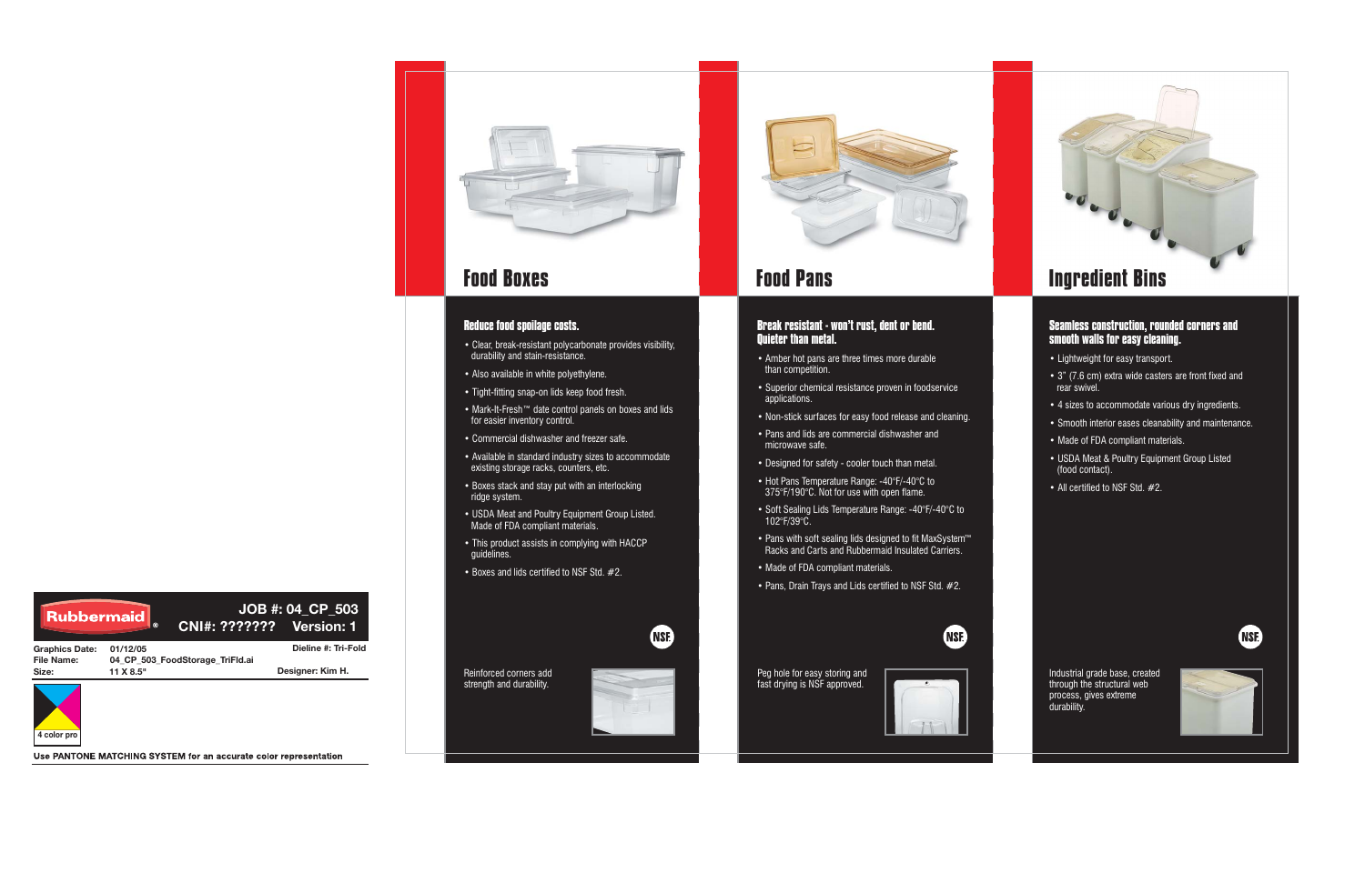Rubbermaid®

JOB #: 04_CP_503
CNI#: ??????? Version: 1

Graphics Date: 01/12/05
Dieline #: Tri-Fold
File Name: 04_CP_503_FoodStorage_TriFld.ai
Size: 11 X 8.5"
Designer: Kim H.

4 color pro

Use PANTONE MATCHING SYSTEM for an accurate color representation

## Food Boxes

### Reduce food spoilage costs.

- Clear, break-resistant polycarbonate provides visibility, durability and stain-resistance.
- Also available in white polyethylene.
- Tight-fitting snap-on lids keep food fresh.
- Mark-It-Fresh™ date control panels on boxes and lids for easier inventory control.
- Commercial dishwasher and freezer safe.
- Available in standard industry sizes to accommodate existing storage racks, counters, etc.
- Boxes stack and stay put with an interlocking ridge system.
- USDA Meat and Poultry Equipment Group Listed. Made of FDA compliant materials.
- This product assists in complying with HACCP guidelines.
- Boxes and lids certified to NSF Std. #2.

NSF

Reinforced corners add strength and durability.

## Food Pans

### Break resistant - won't rust, dent or bend. Quieter than metal.

- Amber hot pans are three times more durable than competition.
- Superior chemical resistance proven in foodservice applications.
- Non-stick surfaces for easy food release and cleaning.
- Pans and lids are commercial dishwasher and microwave safe.
- Designed for safety - cooler touch than metal.
- Hot Pans Temperature Range: -40°F/-40°C to 375°F/190°C. Not for use with open flame.
- Soft Sealing Lids Temperature Range: -40°F/-40°C to 102°F/39°C.
- Pans with soft sealing lids designed to fit MaxSystem™ Racks and Carts and Rubbermaid Insulated Carriers.
- Made of FDA compliant materials.
- Pans, Drain Trays and Lids certified to NSF Std. #2.

NSF

Peg hole for easy storing and fast drying is NSF approved.

## Ingredient Bins

### Seamless construction, rounded corners and smooth walls for easy cleaning.

- Lightweight for easy transport.
- 3" (7.6 cm) extra wide casters are front fixed and rear swivel.
- 4 sizes to accommodate various dry ingredients.
- Smooth interior eases cleanability and maintenance.
- Made of FDA compliant materials.
- USDA Meat & Poultry Equipment Group Listed (food contact).
- All certified to NSF Std. #2.

NSF

Industrial grade base, created through the structural web process, gives extreme durability.